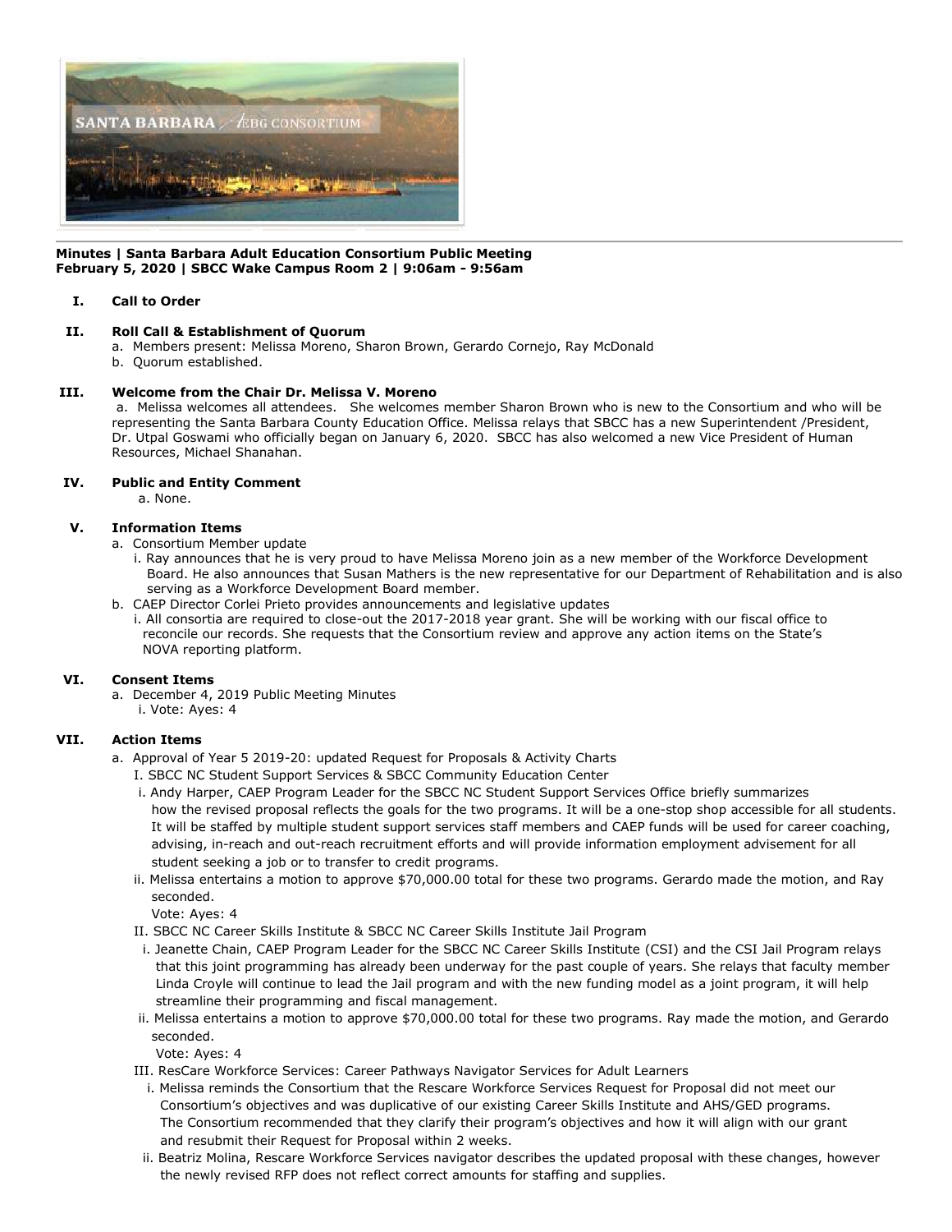**Minutes | Santa Barbara Adult Education Consortium Public Meeting**
**February 5, 2020 | SBCC Wake Campus Room 2 | 9:06am - 9:56am**

**I. Call to Order**

**II. Roll Call & Establishment of Quorum**

a. Members present: Melissa Moreno, Sharon Brown, Gerardo Cornejo, Ray McDonald
b. Quorum established.

**III. Welcome from the Chair Dr. Melissa V. Moreno**

a. Melissa welcomes all attendees. She welcomes member Sharon Brown who is new to the Consortium and who will be representing the Santa Barbara County Education Office. Melissa relays that SBCC has a new Superintendent /President, Dr. Utpal Goswami who officially began on January 6, 2020. SBCC has also welcomed a new Vice President of Human Resources, Michael Shanahan.

**IV. Public and Entity Comment**

a. None.

**V. Information Items**

a. Consortium Member update
   i. Ray announces that he is very proud to have Melissa Moreno join as a new member of the Workforce Development Board. He also announces that Susan Mathers is the new representative for our Department of Rehabilitation and is also serving as a Workforce Development Board member.
b. CAEP Director Corlei Prieto provides announcements and legislative updates
   i. All consortia are required to close-out the 2017-2018 year grant. She will be working with our fiscal office to reconcile our records. She requests that the Consortium review and approve any action items on the State's NOVA reporting platform.

**VI. Consent Items**

a. December 4, 2019 Public Meeting Minutes
   i. Vote: Ayes: 4

**VII. Action Items**

a. Approval of Year 5 2019-20: updated Request for Proposals & Activity Charts
   I. SBCC NC Student Support Services & SBCC Community Education Center
      i. Andy Harper, CAEP Program Leader for the SBCC NC Student Support Services Office briefly summarizes how the revised proposal reflects the goals for the two programs. It will be a one-stop shop accessible for all students. It will be staffed by multiple student support services staff members and CAEP funds will be used for career coaching, advising, in-reach and out-reach recruitment efforts and will provide information employment advisement for all student seeking a job or to transfer to credit programs.
      ii. Melissa entertains a motion to approve $70,000.00 total for these two programs. Gerardo made the motion, and Ray seconded.
      Vote: Ayes: 4
   II. SBCC NC Career Skills Institute & SBCC NC Career Skills Institute Jail Program
      i. Jeanette Chain, CAEP Program Leader for the SBCC NC Career Skills Institute (CSI) and the CSI Jail Program relays that this joint programming has already been underway for the past couple of years. She relays that faculty member Linda Croyle will continue to lead the Jail program and with the new funding model as a joint program, it will help streamline their programming and fiscal management.
      ii. Melissa entertains a motion to approve $70,000.00 total for these two programs. Ray made the motion, and Gerardo seconded.
      Vote: Ayes: 4
   III. ResCare Workforce Services: Career Pathways Navigator Services for Adult Learners
      i. Melissa reminds the Consortium that the Rescare Workforce Services Request for Proposal did not meet our Consortium's objectives and was duplicative of our existing Career Skills Institute and AHS/GED programs. The Consortium recommended that they clarify their program's objectives and how it will align with our grant and resubmit their Request for Proposal within 2 weeks.
      ii. Beatriz Molina, Rescare Workforce Services navigator describes the updated proposal with these changes, however the newly revised RFP does not reflect correct amounts for staffing and supplies.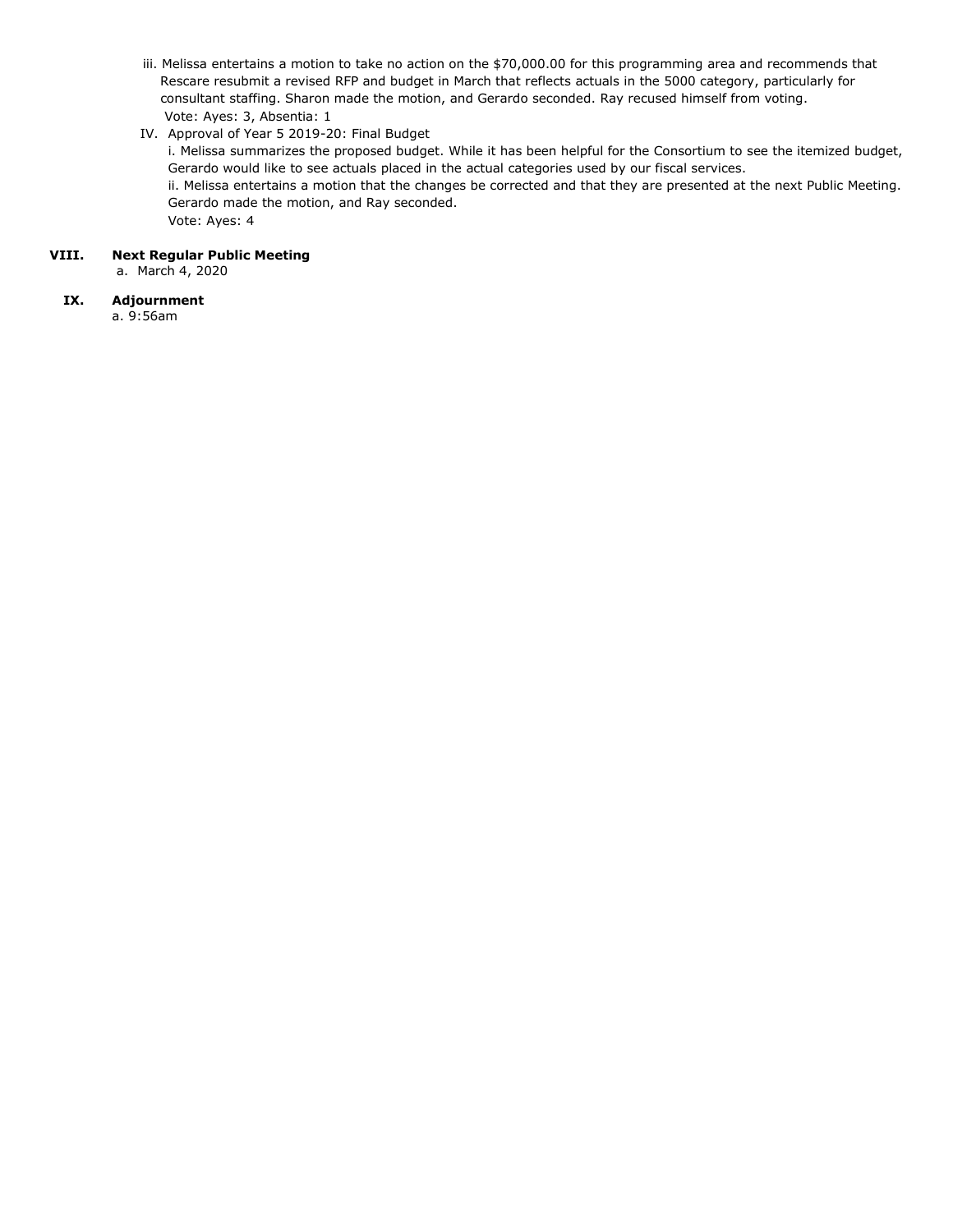iii. Melissa entertains a motion to take no action on the $70,000.00 for this programming area and recommends that Rescare resubmit a revised RFP and budget in March that reflects actuals in the 5000 category, particularly for consultant staffing. Sharon made the motion, and Gerardo seconded. Ray recused himself from voting.
Vote: Ayes: 3, Absentia: 1

IV. Approval of Year 5 2019-20: Final Budget

i. Melissa summarizes the proposed budget. While it has been helpful for the Consortium to see the itemized budget, Gerardo would like to see actuals placed in the actual categories used by our fiscal services.

ii. Melissa entertains a motion that the changes be corrected and that they are presented at the next Public Meeting. Gerardo made the motion, and Ray seconded.
Vote: Ayes: 4

**VIII. Next Regular Public Meeting**

a. March 4, 2020

**IX. Adjournment**

a. 9:56am